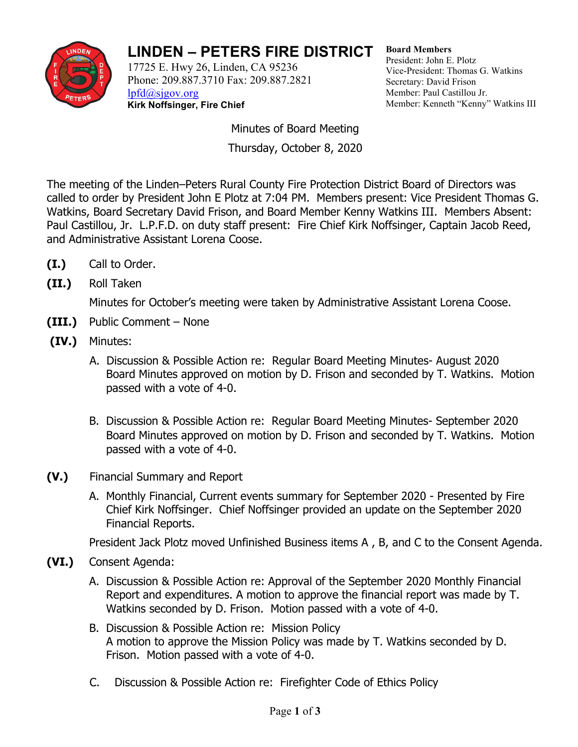# LINDEN – PETERS FIRE DISTRICT

17725 E. Hwy 26, Linden, CA 95236
Phone: 209.887.3710 Fax: 209.887.2821
lpfd@sjgov.org
**Kirk Noffsinger, Fire Chief**

**Board Members**
President: John E. Plotz
Vice-President: Thomas G. Watkins
Secretary: David Frison
Member: Paul Castillou Jr.
Member: Kenneth "Kenny" Watkins III

Minutes of Board Meeting

Thursday, October 8, 2020

The meeting of the Linden–Peters Rural County Fire Protection District Board of Directors was called to order by President John E Plotz at 7:04 PM. Members present: Vice President Thomas G. Watkins, Board Secretary David Frison, and Board Member Kenny Watkins III. Members Absent: Paul Castillou, Jr. L.P.F.D. on duty staff present: Fire Chief Kirk Noffsinger, Captain Jacob Reed, and Administrative Assistant Lorena Coose.

**(I.)** Call to Order.

**(II.)** Roll Taken

Minutes for October's meeting were taken by Administrative Assistant Lorena Coose.

**(III.)** Public Comment – None

**(IV.)** Minutes:

A. Discussion & Possible Action re: Regular Board Meeting Minutes- August 2020 Board Minutes approved on motion by D. Frison and seconded by T. Watkins. Motion passed with a vote of 4-0.

B. Discussion & Possible Action re: Regular Board Meeting Minutes- September 2020 Board Minutes approved on motion by D. Frison and seconded by T. Watkins. Motion passed with a vote of 4-0.

**(V.)** Financial Summary and Report

A. Monthly Financial, Current events summary for September 2020 - Presented by Fire Chief Kirk Noffsinger. Chief Noffsinger provided an update on the September 2020 Financial Reports.

President Jack Plotz moved Unfinished Business items A , B, and C to the Consent Agenda.

**(VI.)** Consent Agenda:

A. Discussion & Possible Action re: Approval of the September 2020 Monthly Financial Report and expenditures. A motion to approve the financial report was made by T. Watkins seconded by D. Frison. Motion passed with a vote of 4-0.

B. Discussion & Possible Action re: Mission Policy
A motion to approve the Mission Policy was made by T. Watkins seconded by D. Frison. Motion passed with a vote of 4-0.

C. Discussion & Possible Action re: Firefighter Code of Ethics Policy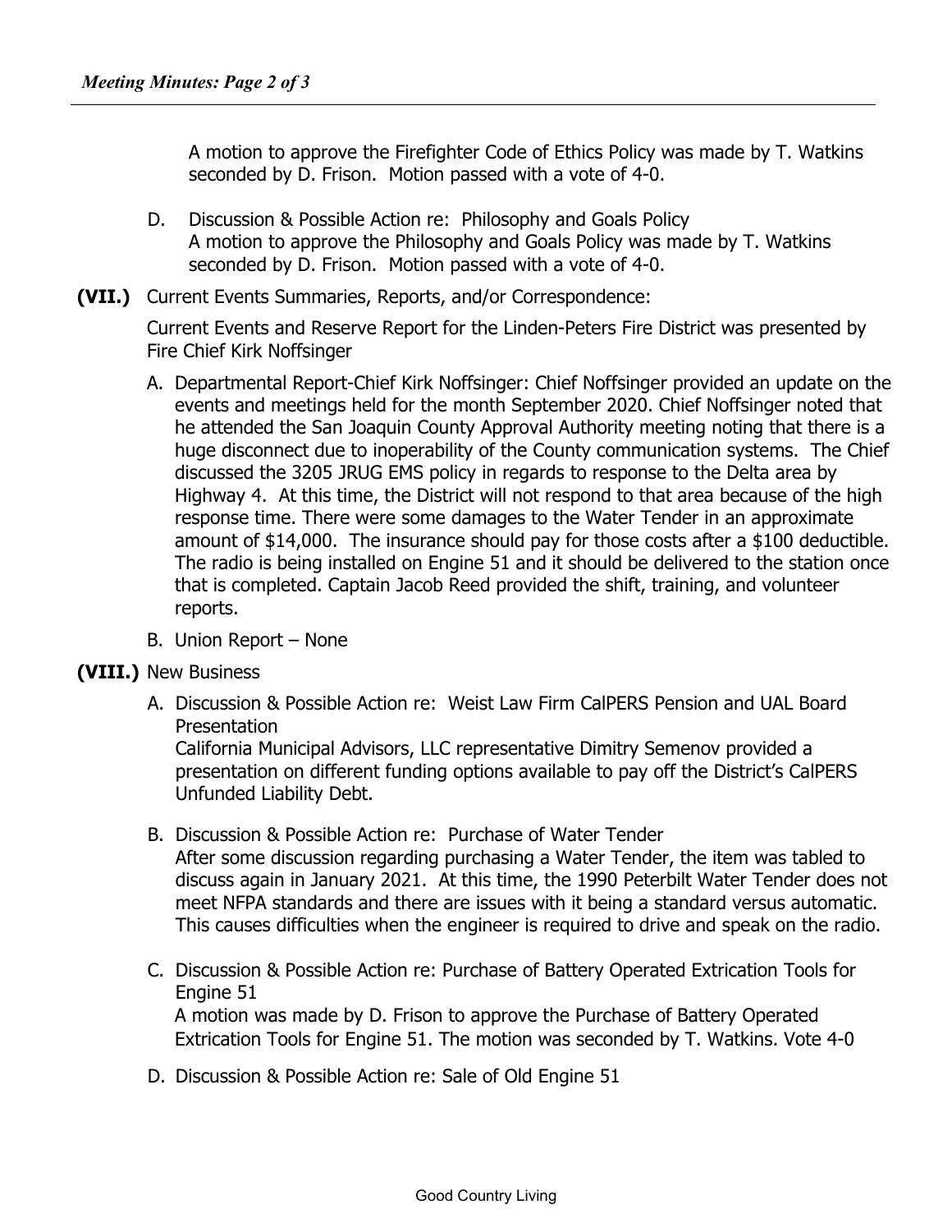A motion to approve the Firefighter Code of Ethics Policy was made by T. Watkins seconded by D. Frison. Motion passed with a vote of 4-0.

D. Discussion & Possible Action re: Philosophy and Goals Policy
A motion to approve the Philosophy and Goals Policy was made by T. Watkins seconded by D. Frison. Motion passed with a vote of 4-0.

**(VII.)** Current Events Summaries, Reports, and/or Correspondence:

Current Events and Reserve Report for the Linden-Peters Fire District was presented by Fire Chief Kirk Noffsinger

A. Departmental Report-Chief Kirk Noffsinger: Chief Noffsinger provided an update on the events and meetings held for the month September 2020. Chief Noffsinger noted that he attended the San Joaquin County Approval Authority meeting noting that there is a huge disconnect due to inoperability of the County communication systems. The Chief discussed the 3205 JRUG EMS policy in regards to response to the Delta area by Highway 4. At this time, the District will not respond to that area because of the high response time. There were some damages to the Water Tender in an approximate amount of $14,000. The insurance should pay for those costs after a $100 deductible. The radio is being installed on Engine 51 and it should be delivered to the station once that is completed. Captain Jacob Reed provided the shift, training, and volunteer reports.

B. Union Report – None

**(VIII.)** New Business

A. Discussion & Possible Action re: Weist Law Firm CalPERS Pension and UAL Board Presentation
California Municipal Advisors, LLC representative Dimitry Semenov provided a presentation on different funding options available to pay off the District's CalPERS Unfunded Liability Debt.

B. Discussion & Possible Action re: Purchase of Water Tender
After some discussion regarding purchasing a Water Tender, the item was tabled to discuss again in January 2021. At this time, the 1990 Peterbilt Water Tender does not meet NFPA standards and there are issues with it being a standard versus automatic. This causes difficulties when the engineer is required to drive and speak on the radio.

C. Discussion & Possible Action re: Purchase of Battery Operated Extrication Tools for Engine 51
A motion was made by D. Frison to approve the Purchase of Battery Operated Extrication Tools for Engine 51. The motion was seconded by T. Watkins. Vote 4-0

D. Discussion & Possible Action re: Sale of Old Engine 51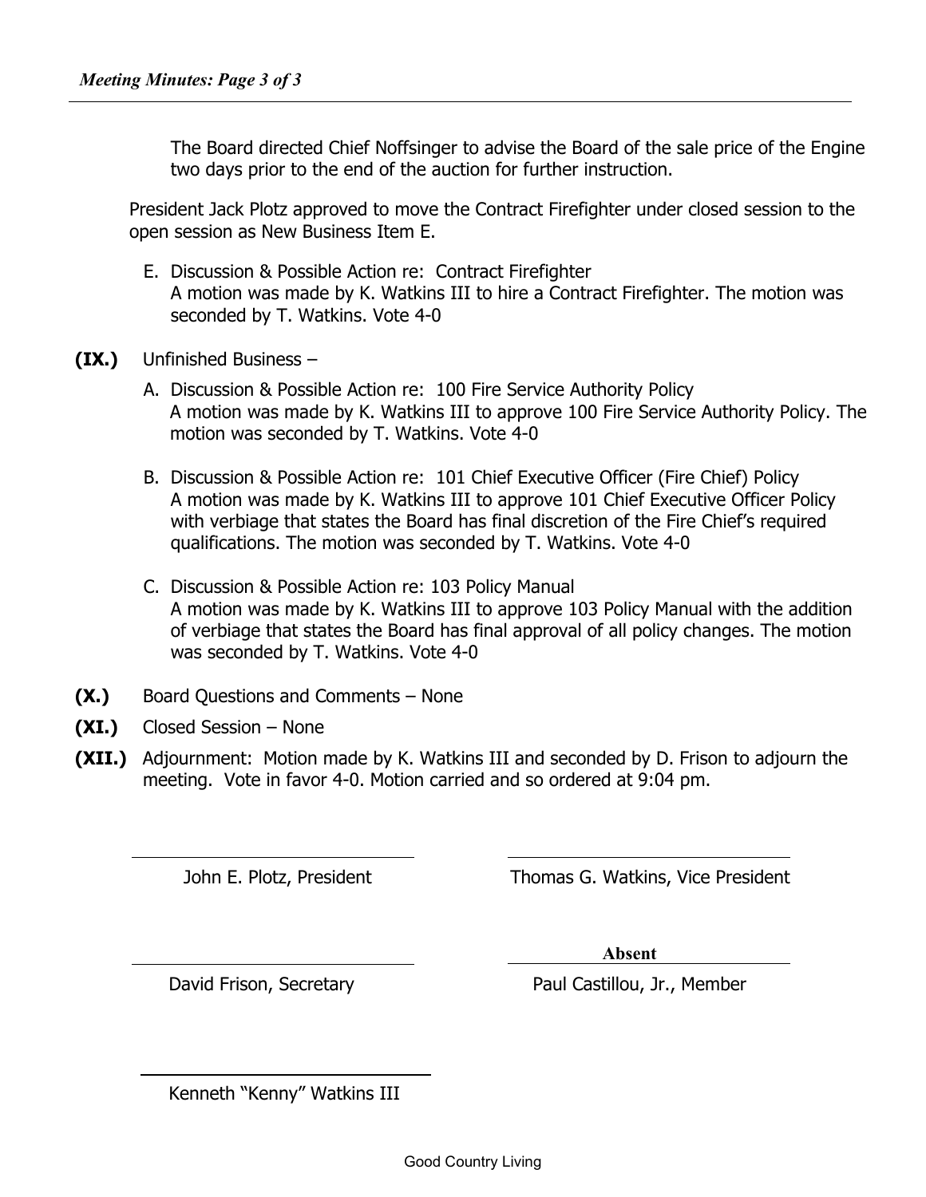The Board directed Chief Noffsinger to advise the Board of the sale price of the Engine two days prior to the end of the auction for further instruction.

President Jack Plotz approved to move the Contract Firefighter under closed session to the open session as New Business Item E.

E. Discussion & Possible Action re: Contract Firefighter
   A motion was made by K. Watkins III to hire a Contract Firefighter. The motion was seconded by T. Watkins. Vote 4-0

**(IX.)** Unfinished Business –

A. Discussion & Possible Action re: 100 Fire Service Authority Policy
   A motion was made by K. Watkins III to approve 100 Fire Service Authority Policy. The motion was seconded by T. Watkins. Vote 4-0

B. Discussion & Possible Action re: 101 Chief Executive Officer (Fire Chief) Policy
   A motion was made by K. Watkins III to approve 101 Chief Executive Officer Policy with verbiage that states the Board has final discretion of the Fire Chief's required qualifications. The motion was seconded by T. Watkins. Vote 4-0

C. Discussion & Possible Action re: 103 Policy Manual
   A motion was made by K. Watkins III to approve 103 Policy Manual with the addition of verbiage that states the Board has final approval of all policy changes. The motion was seconded by T. Watkins. Vote 4-0

**(X.)** Board Questions and Comments – None

**(XI.)** Closed Session – None

**(XII.)** Adjournment: Motion made by K. Watkins III and seconded by D. Frison to adjourn the meeting. Vote in favor 4-0. Motion carried and so ordered at 9:04 pm.

John E. Plotz, President

Thomas G. Watkins, Vice President

David Frison, Secretary

**Absent**

Paul Castillou, Jr., Member

Kenneth "Kenny" Watkins III

Good Country Living